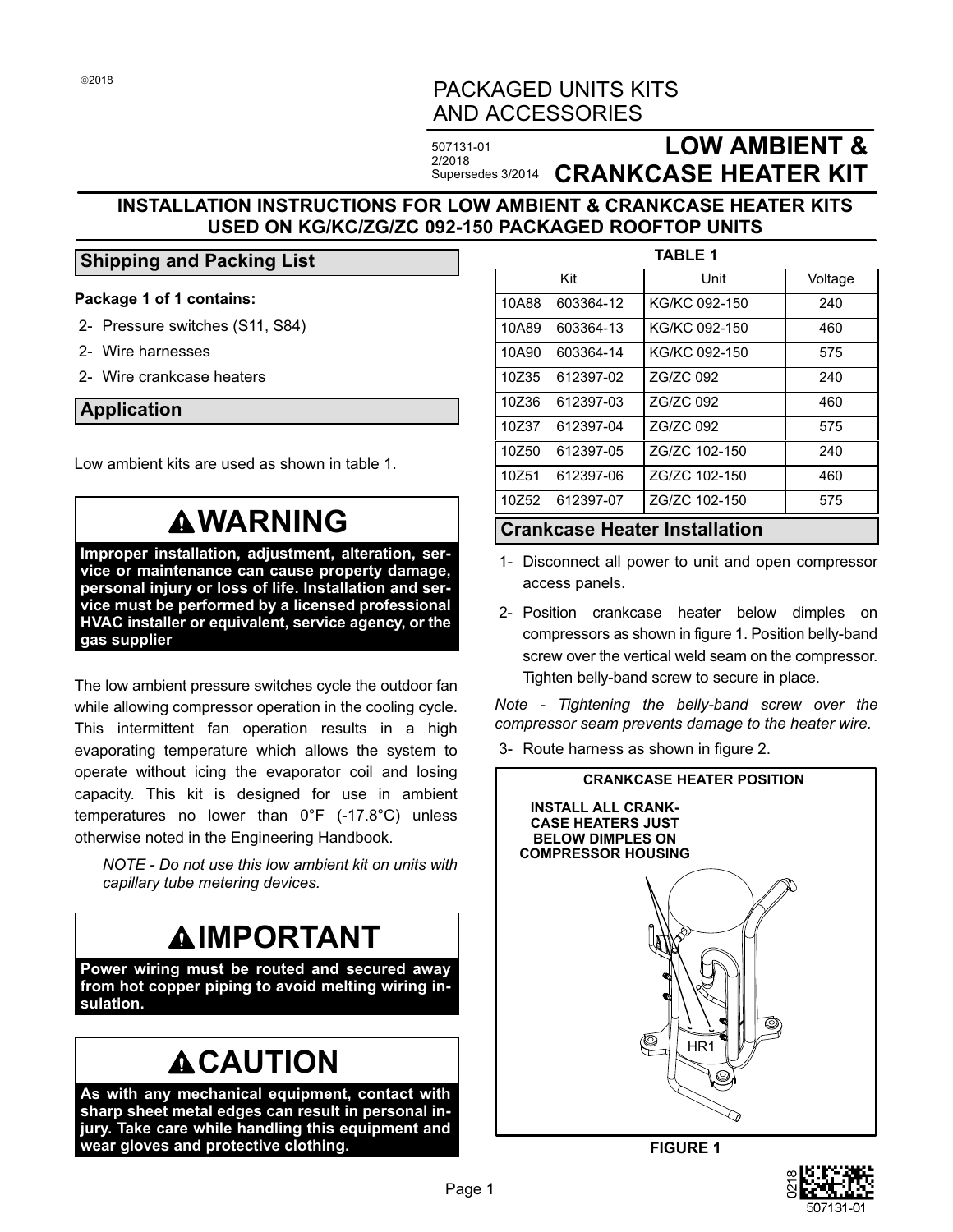©2018

# PACKAGED UNITS KITS AND ACCESSORIES

507131-01
2/2018
Supersedes 3/2014

# LOW AMBIENT & CRANKCASE HEATER KIT

## INSTALLATION INSTRUCTIONS FOR LOW AMBIENT & CRANKCASE HEATER KITS USED ON KG/KC/ZG/ZC 092-150 PACKAGED ROOFTOP UNITS

## Shipping and Packing List

**Package 1 of 1 contains:**

- 2- Pressure switches (S11, S84)
- 2- Wire harnesses
- 2- Wire crankcase heaters

## Application

Low ambient kits are used as shown in table 1.

> **⚠WARNING**
>
> **Improper installation, adjustment, alteration, service or maintenance can cause property damage, personal injury or loss of life. Installation and service must be performed by a licensed professional HVAC installer or equivalent, service agency, or the gas supplier**

The low ambient pressure switches cycle the outdoor fan while allowing compressor operation in the cooling cycle. This intermittent fan operation results in a high evaporating temperature which allows the system to operate without icing the evaporator coil and losing capacity. This kit is designed for use in ambient temperatures no lower than 0°F (-17.8°C) unless otherwise noted in the Engineering Handbook.

*NOTE - Do not use this low ambient kit on units with capillary tube metering devices.*

> **⚠IMPORTANT**
>
> **Power wiring must be routed and secured away from hot copper piping to avoid melting wiring insulation.**

> **⚠CAUTION**
>
> **As with any mechanical equipment, contact with sharp sheet metal edges can result in personal injury. Take care while handling this equipment and wear gloves and protective clothing.**

**TABLE 1**

| Kit | Unit | Voltage |
|---|---|---|
| 10A88 603364-12 | KG/KC 092-150 | 240 |
| 10A89 603364-13 | KG/KC 092-150 | 460 |
| 10A90 603364-14 | KG/KC 092-150 | 575 |
| 10Z35 612397-02 | ZG/ZC 092 | 240 |
| 10Z36 612397-03 | ZG/ZC 092 | 460 |
| 10Z37 612397-04 | ZG/ZC 092 | 575 |
| 10Z50 612397-05 | ZG/ZC 102-150 | 240 |
| 10Z51 612397-06 | ZG/ZC 102-150 | 460 |
| 10Z52 612397-07 | ZG/ZC 102-150 | 575 |

## Crankcase Heater Installation

1- Disconnect all power to unit and open compressor access panels.

2- Position crankcase heater below dimples on compressors as shown in figure 1. Position belly-band screw over the vertical weld seam on the compressor. Tighten belly-band screw to secure in place.

*Note - Tightening the belly-band screw over the compressor seam prevents damage to the heater wire.*

3- Route harness as shown in figure 2.

**CRANKCASE HEATER POSITION**

**INSTALL ALL CRANKCASE HEATERS JUST BELOW DIMPLES ON COMPRESSOR HOUSING**

HR1

**FIGURE 1**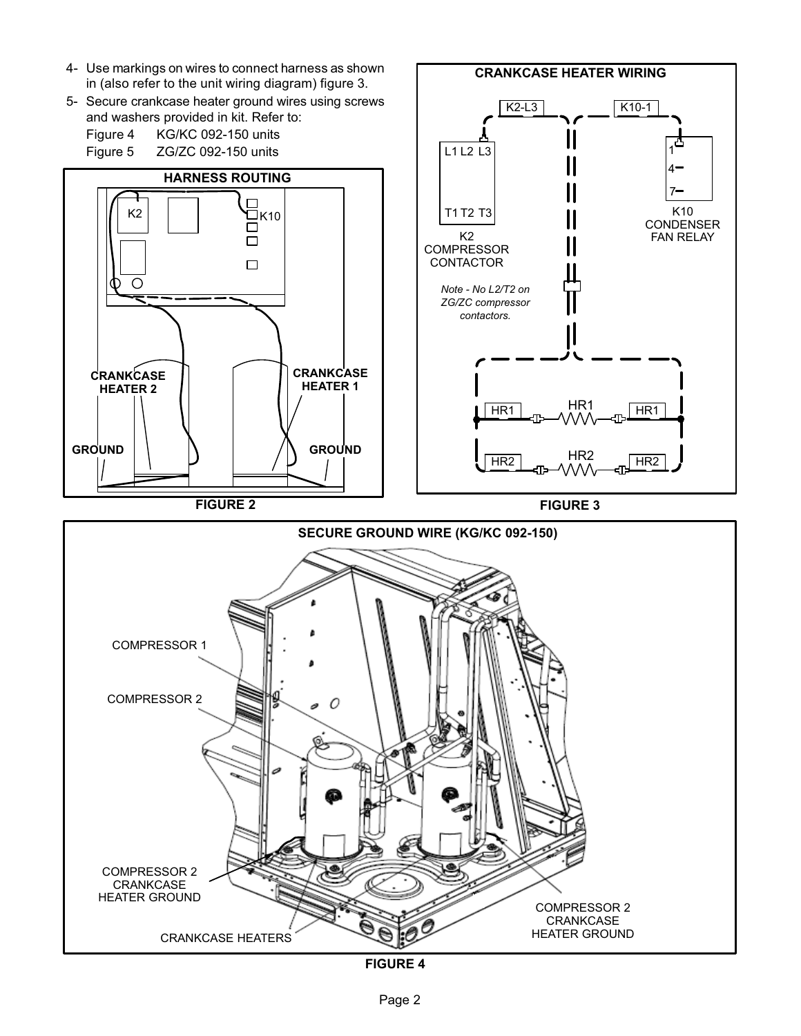4- Use markings on wires to connect harness as shown in (also refer to the unit wiring diagram) figure 3.

5- Secure crankcase heater ground wires using screws and washers provided in kit. Refer to:

Figure 4 KG/KC 092-150 units

Figure 5 ZG/ZC 092-150 units

**HARNESS ROUTING**

K2

K10

CRANKCASE HEATER 2

CRANKCASE HEATER 1

GROUND

GROUND

**FIGURE 2**

**CRANKCASE HEATER WIRING**

K2-L3

K10-1

L1 L2 L3

T1 T2 T3

K2 COMPRESSOR CONTACTOR

1

4

7

K10 CONDENSER FAN RELAY

*Note - No L2/T2 on ZG/ZC compressor contactors.*

HR1 HR1 HR1

HR2 HR2 HR2

**FIGURE 3**

**SECURE GROUND WIRE (KG/KC 092-150)**

COMPRESSOR 1

COMPRESSOR 2

COMPRESSOR 2 CRANKCASE HEATER GROUND

CRANKCASE HEATERS

COMPRESSOR 2 CRANKCASE HEATER GROUND

**FIGURE 4**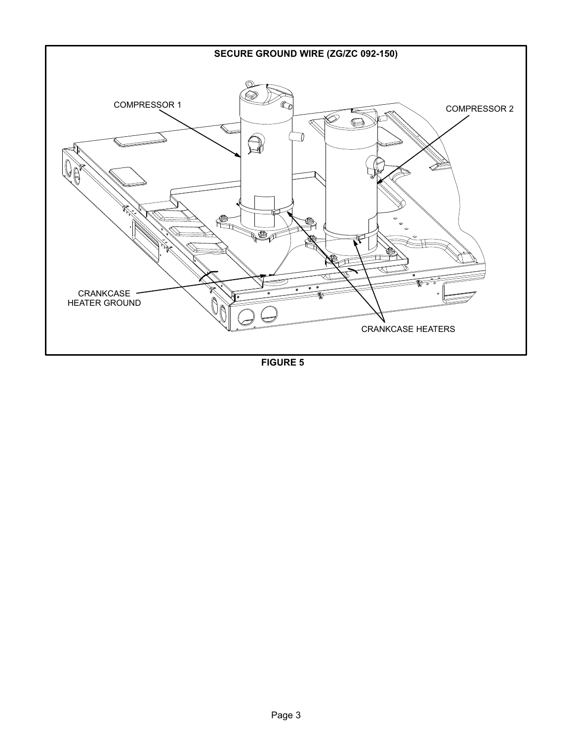**SECURE GROUND WIRE (ZG/ZC 092-150)**

COMPRESSOR 1

COMPRESSOR 2

CRANKCASE HEATER GROUND

CRANKCASE HEATERS

**FIGURE 5**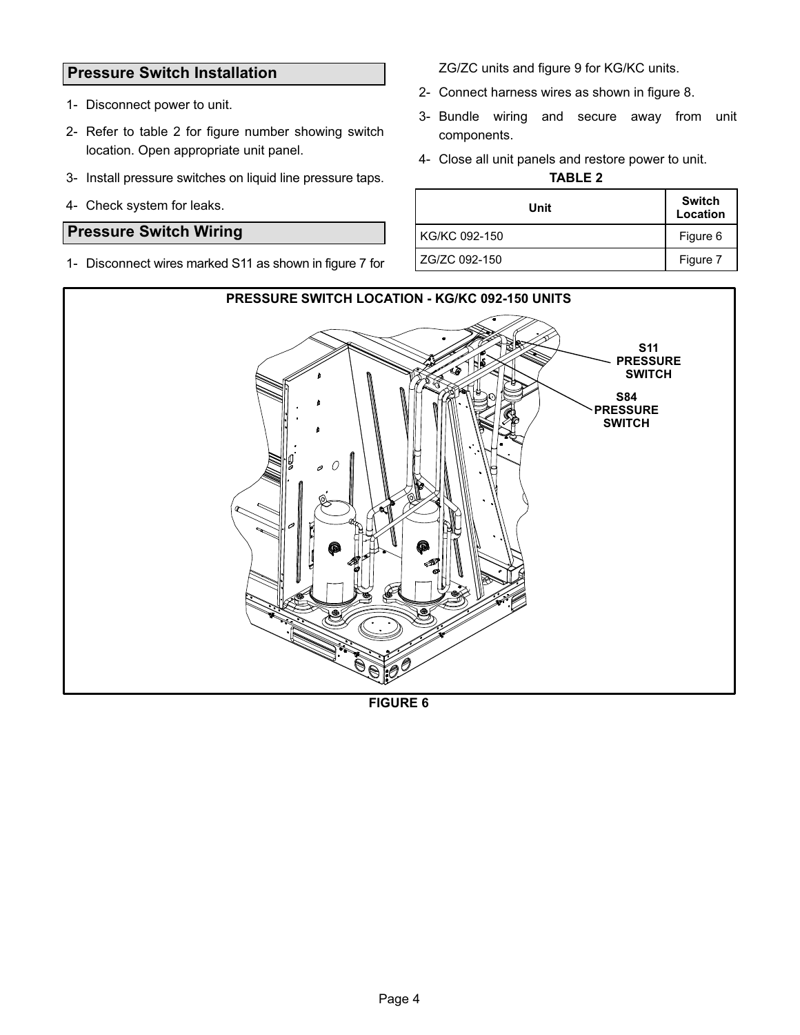## Pressure Switch Installation

1- Disconnect power to unit.

2- Refer to table 2 for figure number showing switch location. Open appropriate unit panel.

3- Install pressure switches on liquid line pressure taps.

4- Check system for leaks.

## Pressure Switch Wiring

1- Disconnect wires marked S11 as shown in figure 7 for ZG/ZC units and figure 9 for KG/KC units.

2- Connect harness wires as shown in figure 8.

3- Bundle wiring and secure away from unit components.

4- Close all unit panels and restore power to unit.

**TABLE 2**

| Unit | Switch Location |
|---|---|
| KG/KC 092-150 | Figure 6 |
| ZG/ZC 092-150 | Figure 7 |

**PRESSURE SWITCH LOCATION - KG/KC 092-150 UNITS**

S11 PRESSURE SWITCH

S84 PRESSURE SWITCH

**FIGURE 6**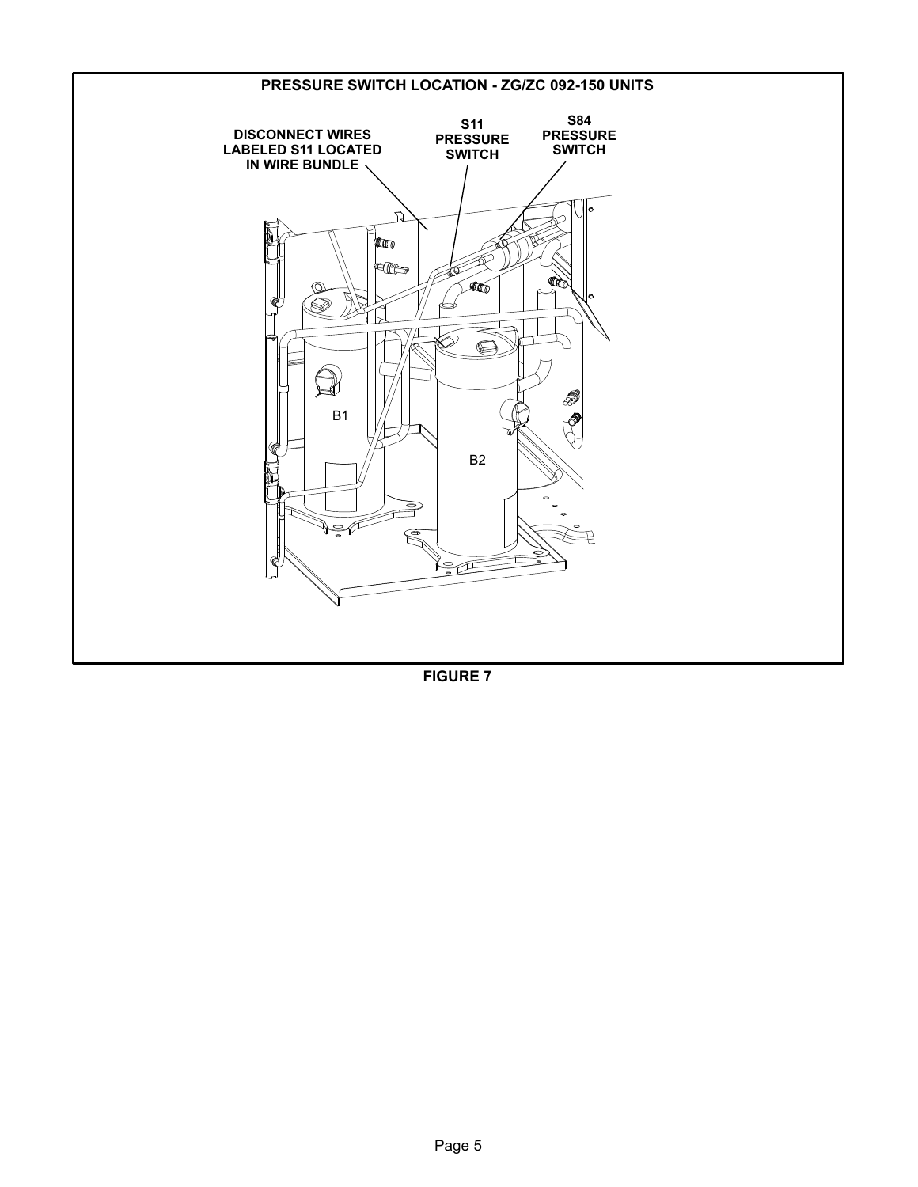**PRESSURE SWITCH LOCATION - ZG/ZC 092-150 UNITS**

DISCONNECT WIRES LABELED S11 LOCATED IN WIRE BUNDLE

S11 PRESSURE SWITCH

S84 PRESSURE SWITCH

B1

B2

**FIGURE 7**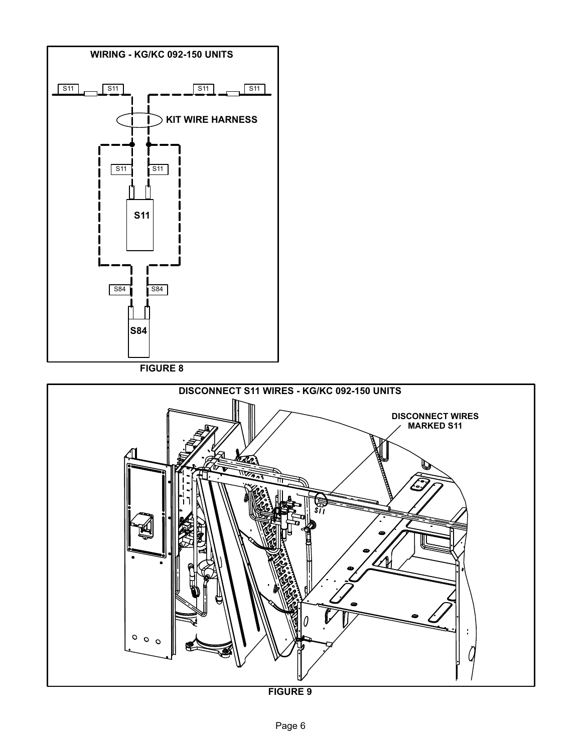WIRING - KG/KC 092-150 UNITS

S11 S11 S11 S11

KIT WIRE HARNESS

S11 S11

S11

S84 S84

S84

FIGURE 8

DISCONNECT S11 WIRES - KG/KC 092-150 UNITS

DISCONNECT WIRES MARKED S11

S11

FIGURE 9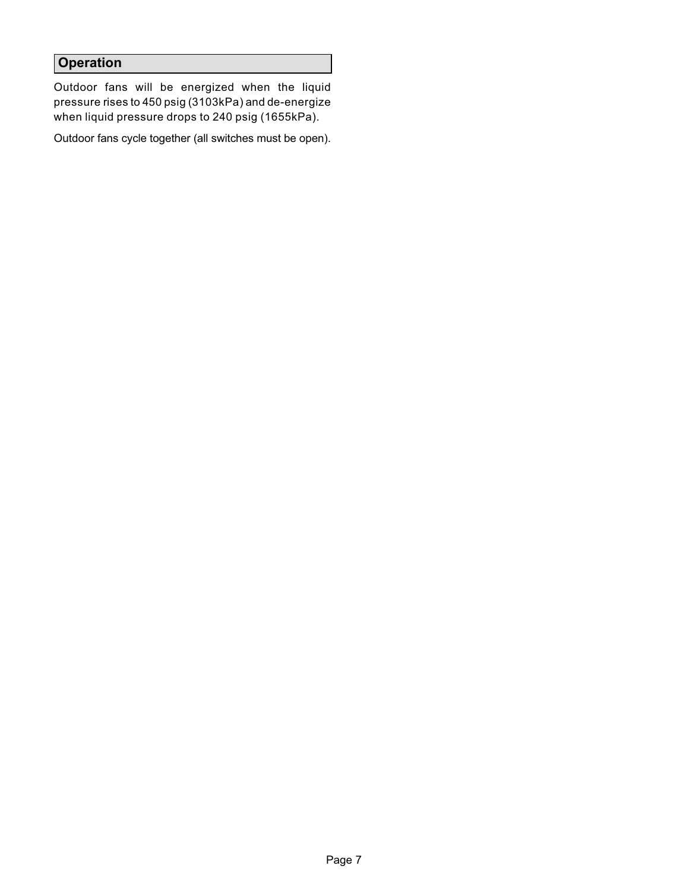## Operation

Outdoor fans will be energized when the liquid pressure rises to 450 psig (3103kPa) and de-energize when liquid pressure drops to 240 psig (1655kPa).

Outdoor fans cycle together (all switches must be open).